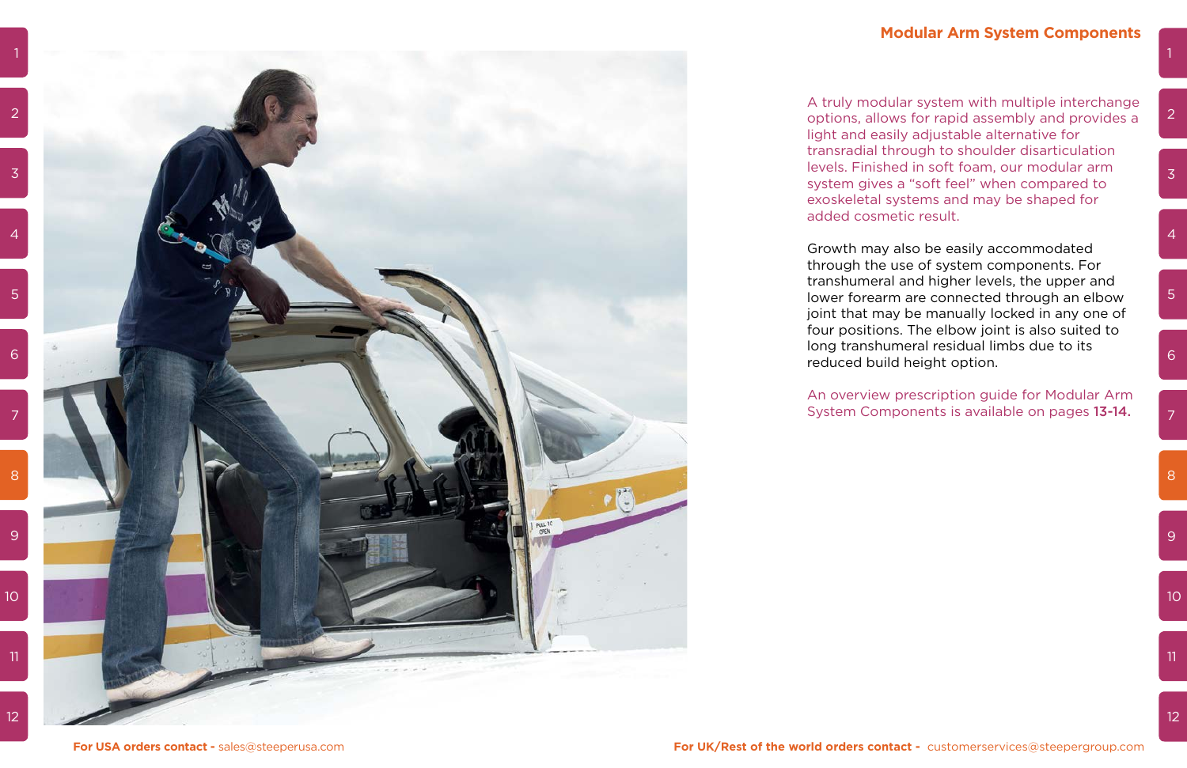## Modular Arm System Components

A truly modular system with multiple interchange options, allows for rapid assembly and provides a light and easily adjustable alternative for transradial through to shoulder disarticulation levels. Finished in soft foam, our modular arm system gives a "soft feel" when compared to exoskeletal systems and may be shaped for added cosmetic result.

Growth may also be easily accommodated through the use of system components. For transhumeral and higher levels, the upper and lower forearm are connected through an elbow joint that may be manually locked in any one of four positions. The elbow joint is also suited to long transhumeral residual limbs due to its reduced build height option.

An overview prescription guide for Modular Arm System Components is available on pages **13-14.**

**For USA orders contact -** sales@steeperusa.com

**For UK/Rest of the world orders contact -** customerservices@steepergroup.com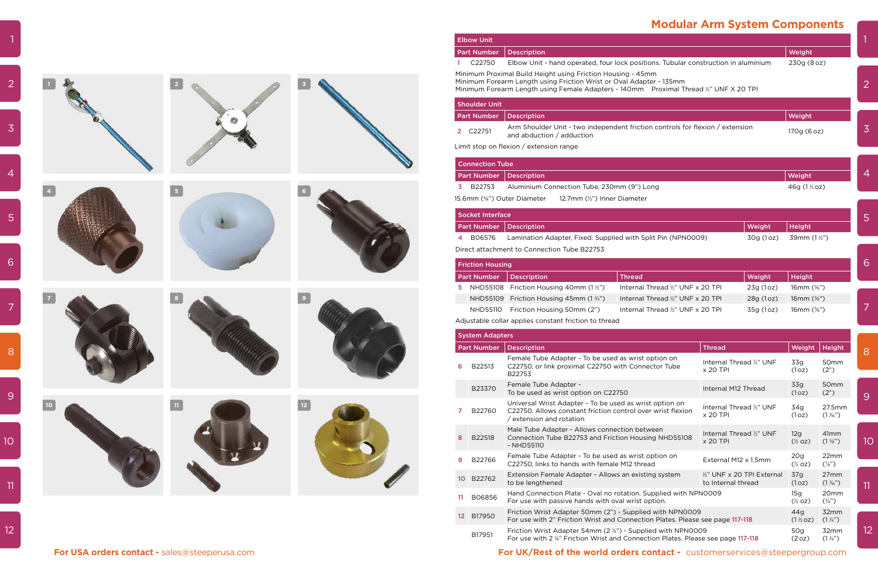## Modular Arm System Components

### Elbow Unit

| | Part Number | Description | Weight |
|---|---|---|---|
| 1 | C22750 | Elbow Unit - hand operated, four lock positions. Tubular construction in aluminium | 230g (8 oz) |

Minimum Proximal Build Height using Friction Housing - 45mm
Minimum Forearm Length using Friction Wrist or Oval Adapter - 135mm
Minimum Forearm Length using Female Adapters - 140mm Proximal Thread ½" UNF X 20 TPI

### Shoulder Unit

| | Part Number | Description | Weight |
|---|---|---|---|
| 2 | C22751 | Arm Shoulder Unit - two independent friction controls for flexion / extension and abduction / adduction | 170g (6 oz) |

Limit stop on flexion / extension range

### Connection Tube

| | Part Number | Description | Weight |
|---|---|---|---|
| 3 | B22753 | Aluminium Connection Tube, 230mm (9") Long | 46g (1 ½ oz) |

15.6mm (⅝") Outer Diameter 12.7mm (½") Inner Diameter

### Socket Interface

| | Part Number | Description | Weight | Height |
|---|---|---|---|---|
| 4 | B06576 | Lamination Adapter, Fixed. Supplied with Split Pin (NPN0009) | 30g (1 oz) | 39mm (1 ½") |

Direct attachment to Connection Tube B22753

### Friction Housing

| | Part Number | Description | Thread | Weight | Height |
|---|---|---|---|---|---|
| 5 | NHD55108 | Friction Housing 40mm (1 ½") | Internal Thread ½" UNF x 20 TPI | 23g (1 oz) | 16mm (⅝") |
| | NHD55109 | Friction Housing 45mm (1 ¾") | Internal Thread ½" UNF x 20 TPI | 28g (1 oz) | 16mm (⅝") |
| | NHD55110 | Friction Housing 50mm (2") | Internal Thread ½" UNF x 20 TPI | 35g (1 oz) | 16mm (⅝") |

Adjustable collar applies constant friction to thread

### System Adapters

| | Part Number | Description | Thread | Weight | Height |
|---|---|---|---|---|---|
| 6 | B22513 | Female Tube Adapter - To be used as wrist option on C22750, or link proximal C22750 with Connector Tube B22753 | Internal Thread ½" UNF x 20 TPI | 33g (1 oz) | 50mm (2") |
| | B23370 | Female Tube Adapter - To be used as wrist option on C22750 | Internal M12 Thread | 33g (1 oz) | 50mm (2") |
| 7 | B22760 | Universal Wrist Adapter - To be used as wrist option on C22750. Allows constant friction control over wrist flexion / extension and rotation | Internal Thread ½" UNF x 20 TPI | 34g (1 oz) | 27.5mm (1 ⅛") |
| 8 | B22518 | Male Tube Adapter - Allows connection between Connection Tube B22753 and Friction Housing NHD55108 - NHD55110 | Internal Thread ½" UNF x 20 TPI | 12g (½ oz) | 41mm (1 ⅝") |
| 9 | B22766 | Female Tube Adapter - To be used as wrist option on C22750, links to hands with female M12 thread | External M12 x 1.5mm | 20g (½ oz) | 22mm (⅞") |
| 10 | B22762 | Extension Female Adapter - Allows an existing system to be lengthened | ½" UNF x 20 TPI External to Internal thread | 37g (1 oz) | 27mm (1 1⁄16") |
| 11 | B06856 | Hand Connection Plate - Oval no rotation. Supplied with NPN0009 For use with passive hands with oval wrist option. | | 15g (½ oz) | 20mm (¾") |
| 12 | B17950 | Friction Wrist Adapter 50mm (2") - Supplied with NPN0009 For use with 2" Friction Wrist and Connection Plates. Please see page 117-118 | | 44g (1 ½ oz) | 32mm (1 ¼") |
| | B17951 | Friction Wrist Adapter 54mm (2 ⅛") - Supplied with NPN0009 For use with 2 ⅛" Friction Wrist and Connection Plates. Please see page 117-118 | | 50g (2 oz) | 32mm (1 ¼") |

**For USA orders contact -** sales@steeperusa.com

**For UK/Rest of the world orders contact -** customerservices@steepergroup.com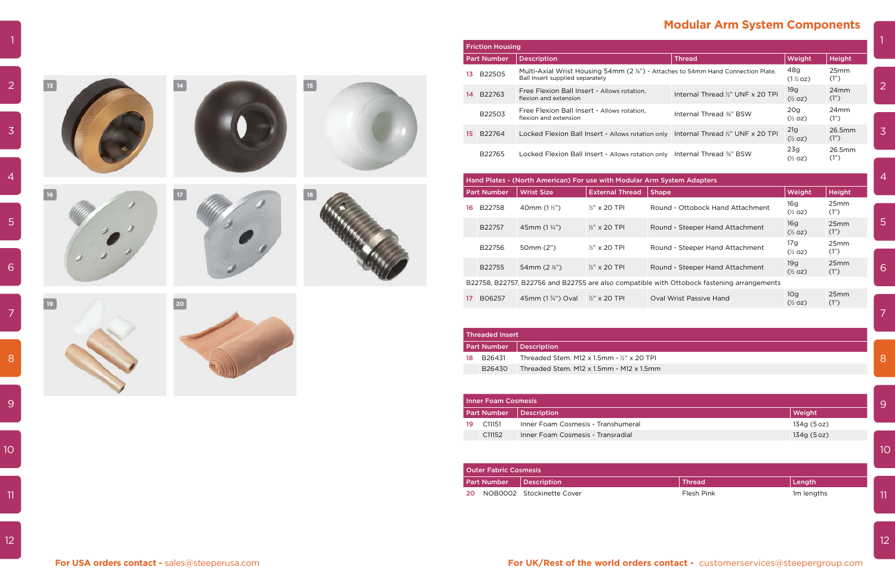# Modular Arm System Components

## Friction Housing

| | Part Number | Description | Thread | Weight | Height |
|---|---|---|---|---|---|
| 13 | B22505 | Multi-Axial Wrist Housing 54mm (2 ⅛") - Attaches to 54mm Hand Connection Plate. Ball Insert supplied separately | | 48g (1 ½ oz) | 25mm (1") |
| 14 | B22763 | Free Flexion Ball Insert - Allows rotation, flexion and extension | Internal Thread ½" UNF x 20 TPI | 19g (½ oz) | 24mm (1") |
| | B22503 | Free Flexion Ball Insert - Allows rotation, flexion and extension | Internal Thread ⅜" BSW | 20g (½ oz) | 24mm (1") |
| 15 | B22764 | Locked Flexion Ball Insert - Allows rotation only | Internal Thread ½" UNF x 20 TPI | 21g (½ oz) | 26.5mm (1") |
| | B22765 | Locked Flexion Ball Insert - Allows rotation only | Internal Thread ⅜" BSW | 23g (½ oz) | 26.5mm (1") |

## Hand Plates - (North American) For use with Modular Arm System Adapters

| | Part Number | Wrist Size | External Thread | Shape | Weight | Height |
|---|---|---|---|---|---|---|
| 16 | B22758 | 40mm (1 ½") | ½" x 20 TPI | Round - Ottobock Hand Attachment | 16g (½ oz) | 25mm (1") |
| | B22757 | 45mm (1 ¾") | ½" x 20 TPI | Round - Steeper Hand Attachment | 16g (½ oz) | 25mm (1") |
| | B22756 | 50mm (2") | ½" x 20 TPI | Round - Steeper Hand Attachment | 17g (½ oz) | 25mm (1") |
| | B22755 | 54mm (2 ⅛") | ½" x 20 TPI | Round - Steeper Hand Attachment | 19g (½ oz) | 25mm (1") |
| | B22758, B22757, B22756 and B22755 are also compatible with Ottobock fastening arrangements | | | | | |
| 17 | B06257 | 45mm (1 ¾") Oval | ½" x 20 TPI | Oval Wrist Passive Hand | 10g (½ oz) | 25mm (1") |

## Threaded Insert

| | Part Number | Description |
|---|---|---|
| 18 | B26431 | Threaded Stem. M12 x 1.5mm - ½" x 20 TPI |
| | B26430 | Threaded Stem. M12 x 1.5mm - M12 x 1.5mm |

## Inner Foam Cosmesis

| | Part Number | Description | Weight |
|---|---|---|---|
| 19 | C11151 | Inner Foam Cosmesis - Transhumeral | 134g (5 oz) |
| | C11152 | Inner Foam Cosmesis - Transradial | 134g (5 oz) |

## Outer Fabric Cosmesis

| | Part Number | Description | Thread | Length |
|---|---|---|---|---|
| 20 | NOB0002 | Stockinette Cover | Flesh Pink | 1m lengths |

**For USA orders contact -** sales@steeperusa.com

**For UK/Rest of the world orders contact -** customerservices@steepergroup.com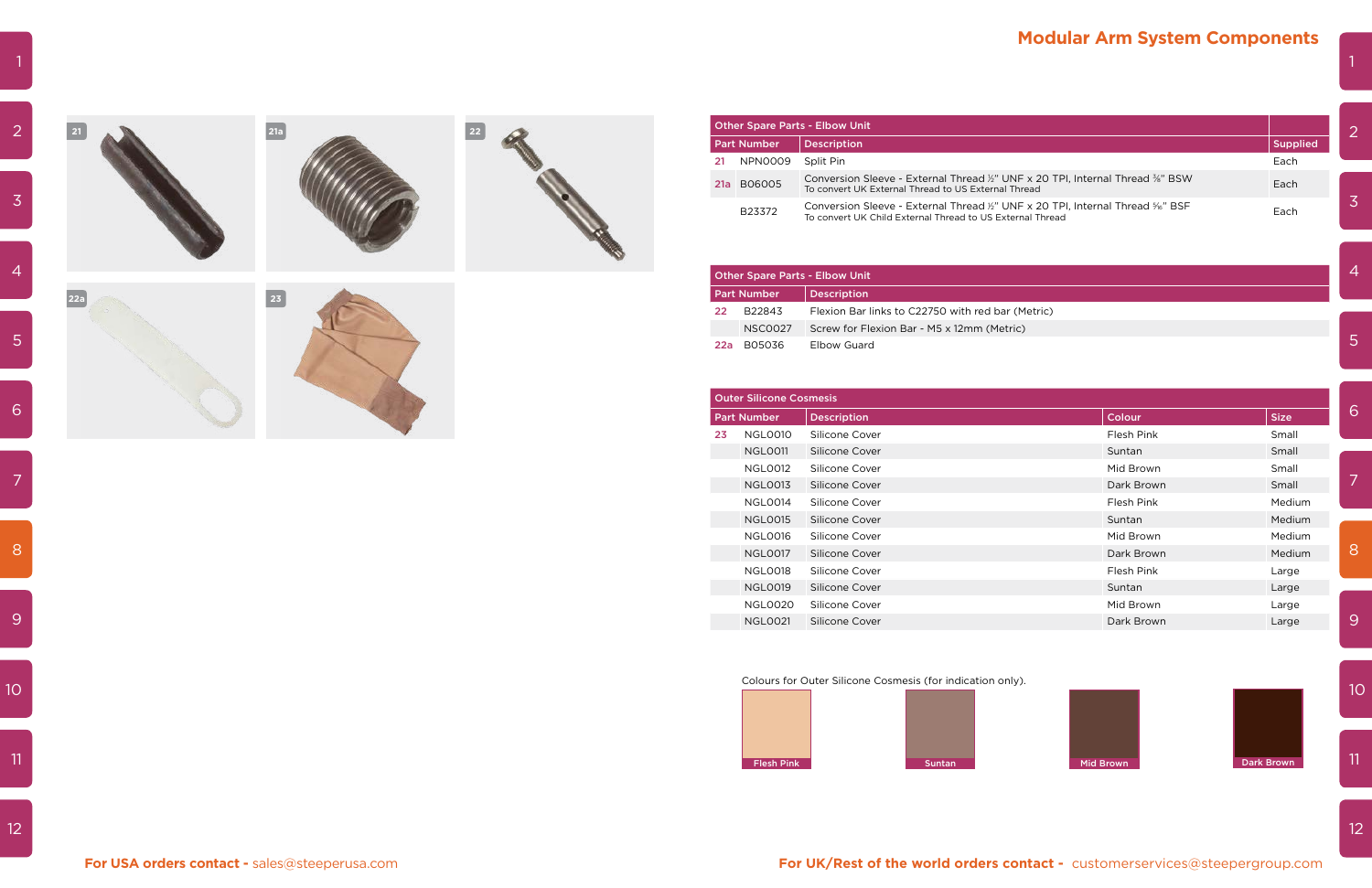# Modular Arm System Components

21

21a

22

22a

23

| Other Spare Parts - Elbow Unit | | | |
|---|---|---|---|
| | **Part Number** | **Description** | **Supplied** |
| 21 | NPN0009 | Split Pin | Each |
| 21a | B06005 | Conversion Sleeve - External Thread ½" UNF x 20 TPI, Internal Thread ⅜" BSW<br>To convert UK External Thread to US External Thread | Each |
| | B23372 | Conversion Sleeve - External Thread ½" UNF x 20 TPI, Internal Thread 5⁄16" BSF<br>To convert UK Child External Thread to US External Thread | Each |

| Other Spare Parts - Elbow Unit | | |
|---|---|---|
| | **Part Number** | **Description** |
| 22 | B22843 | Flexion Bar links to C22750 with red bar (Metric) |
| | NSC0027 | Screw for Flexion Bar - M5 x 12mm (Metric) |
| 22a | B05036 | Elbow Guard |

| Outer Silicone Cosmesis | | | | |
|---|---|---|---|---|
| | **Part Number** | **Description** | **Colour** | **Size** |
| 23 | NGL0010 | Silicone Cover | Flesh Pink | Small |
| | NGL0011 | Silicone Cover | Suntan | Small |
| | NGL0012 | Silicone Cover | Mid Brown | Small |
| | NGL0013 | Silicone Cover | Dark Brown | Small |
| | NGL0014 | Silicone Cover | Flesh Pink | Medium |
| | NGL0015 | Silicone Cover | Suntan | Medium |
| | NGL0016 | Silicone Cover | Mid Brown | Medium |
| | NGL0017 | Silicone Cover | Dark Brown | Medium |
| | NGL0018 | Silicone Cover | Flesh Pink | Large |
| | NGL0019 | Silicone Cover | Suntan | Large |
| | NGL0020 | Silicone Cover | Mid Brown | Large |
| | NGL0021 | Silicone Cover | Dark Brown | Large |

Colours for Outer Silicone Cosmesis (for indication only).

Flesh Pink

Suntan

Mid Brown

Dark Brown

**For USA orders contact -** sales@steeperusa.com

**For UK/Rest of the world orders contact -** customerservices@steepergroup.com